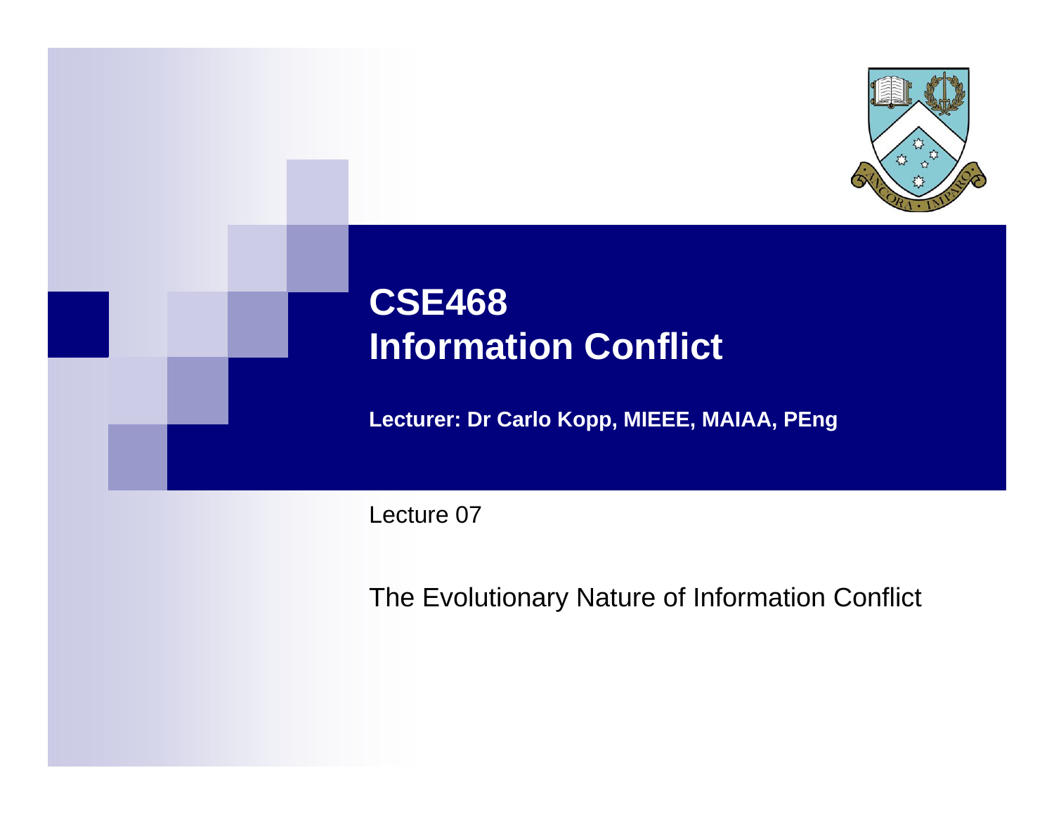# CSE468 Information Conflict

**Lecturer: Dr Carlo Kopp, MIEEE, MAIAA, PEng**

Lecture 07

The Evolutionary Nature of Information Conflict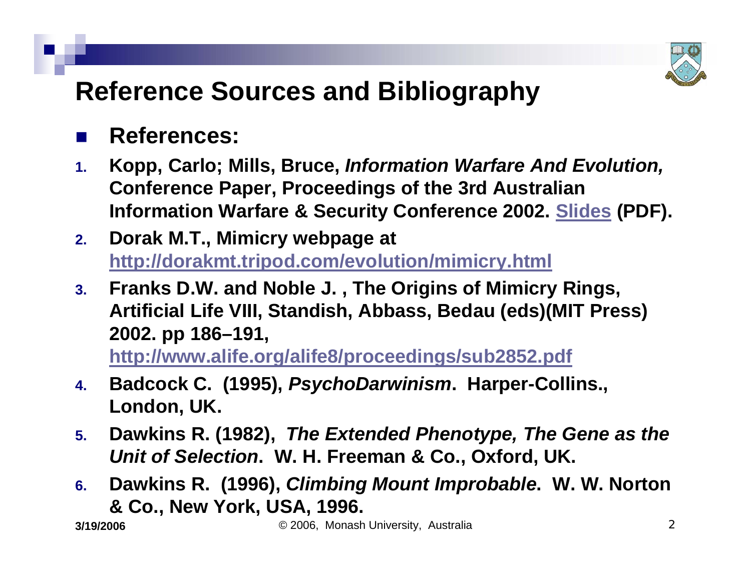# Reference Sources and Bibliography

- **References:**

1. **Kopp, Carlo; Mills, Bruce, *Information Warfare And Evolution,* Conference Paper, Proceedings of the 3rd Australian Information Warfare & Security Conference 2002. Slides (PDF).**
2. **Dorak M.T., Mimicry webpage at http://dorakmt.tripod.com/evolution/mimicry.html**
3. **Franks D.W. and Noble J. , The Origins of Mimicry Rings, Artificial Life VIII, Standish, Abbass, Bedau (eds)(MIT Press) 2002. pp 186–191, http://www.alife.org/alife8/proceedings/sub2852.pdf**
4. **Badcock C. (1995), *PsychoDarwinism*. Harper-Collins., London, UK.**
5. **Dawkins R. (1982), *The Extended Phenotype, The Gene as the Unit of Selection*. W. H. Freeman & Co., Oxford, UK.**
6. **Dawkins R. (1996), *Climbing Mount Improbable*. W. W. Norton & Co., New York, USA, 1996.**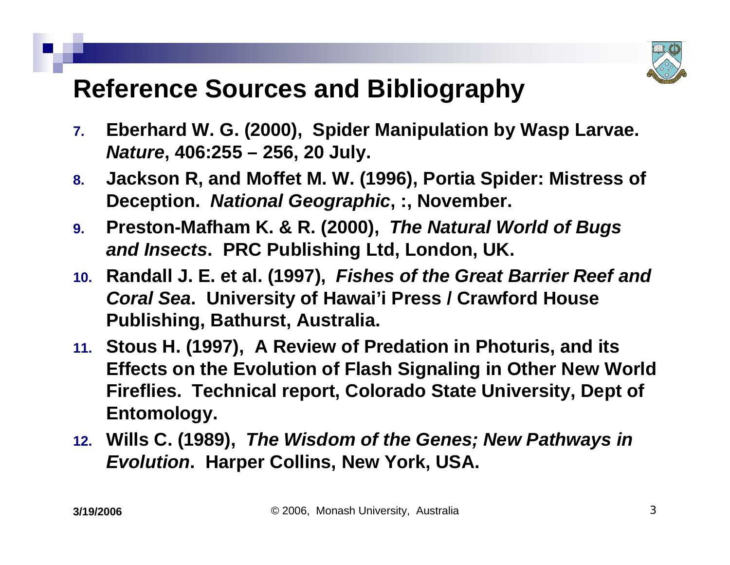# Reference Sources and Bibliography

7. **Eberhard W. G. (2000), Spider Manipulation by Wasp Larvae. *Nature*, 406:255 – 256, 20 July.**
8. **Jackson R, and Moffet M. W. (1996), Portia Spider: Mistress of Deception. *National Geographic*, :, November.**
9. **Preston-Mafham K. & R. (2000), *The Natural World of Bugs and Insects*. PRC Publishing Ltd, London, UK.**
10. **Randall J. E. et al. (1997), *Fishes of the Great Barrier Reef and Coral Sea*. University of Hawai'i Press / Crawford House Publishing, Bathurst, Australia.**
11. **Stous H. (1997), A Review of Predation in Photuris, and its Effects on the Evolution of Flash Signaling in Other New World Fireflies. Technical report, Colorado State University, Dept of Entomology.**
12. **Wills C. (1989), *The Wisdom of the Genes; New Pathways in Evolution*. Harper Collins, New York, USA.**

**3/19/2006** © 2006, Monash University, Australia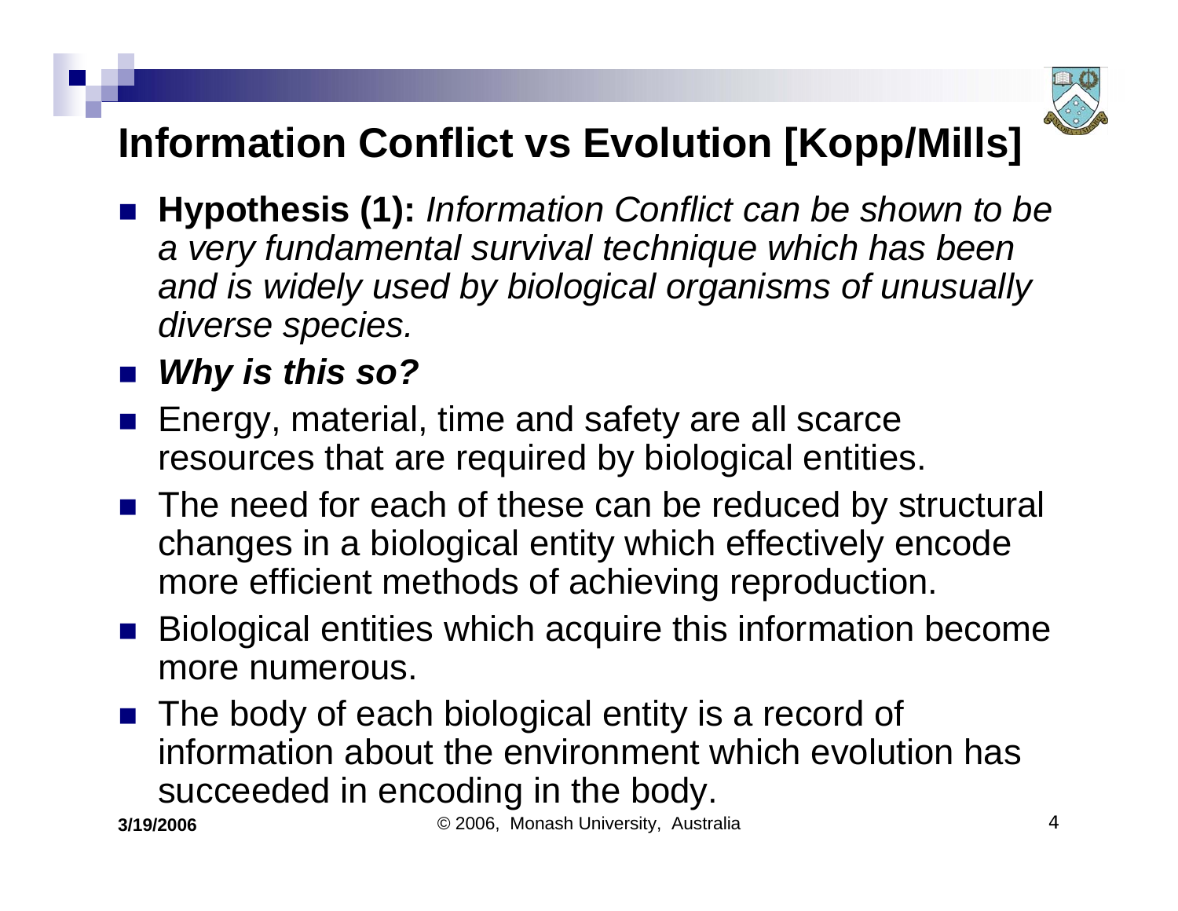# Information Conflict vs Evolution [Kopp/Mills]

- **Hypothesis (1):** *Information Conflict can be shown to be a very fundamental survival technique which has been and is widely used by biological organisms of unusually diverse species.*
- ***Why is this so?***
- Energy, material, time and safety are all scarce resources that are required by biological entities.
- The need for each of these can be reduced by structural changes in a biological entity which effectively encode more efficient methods of achieving reproduction.
- Biological entities which acquire this information become more numerous.
- The body of each biological entity is a record of information about the environment which evolution has succeeded in encoding in the body.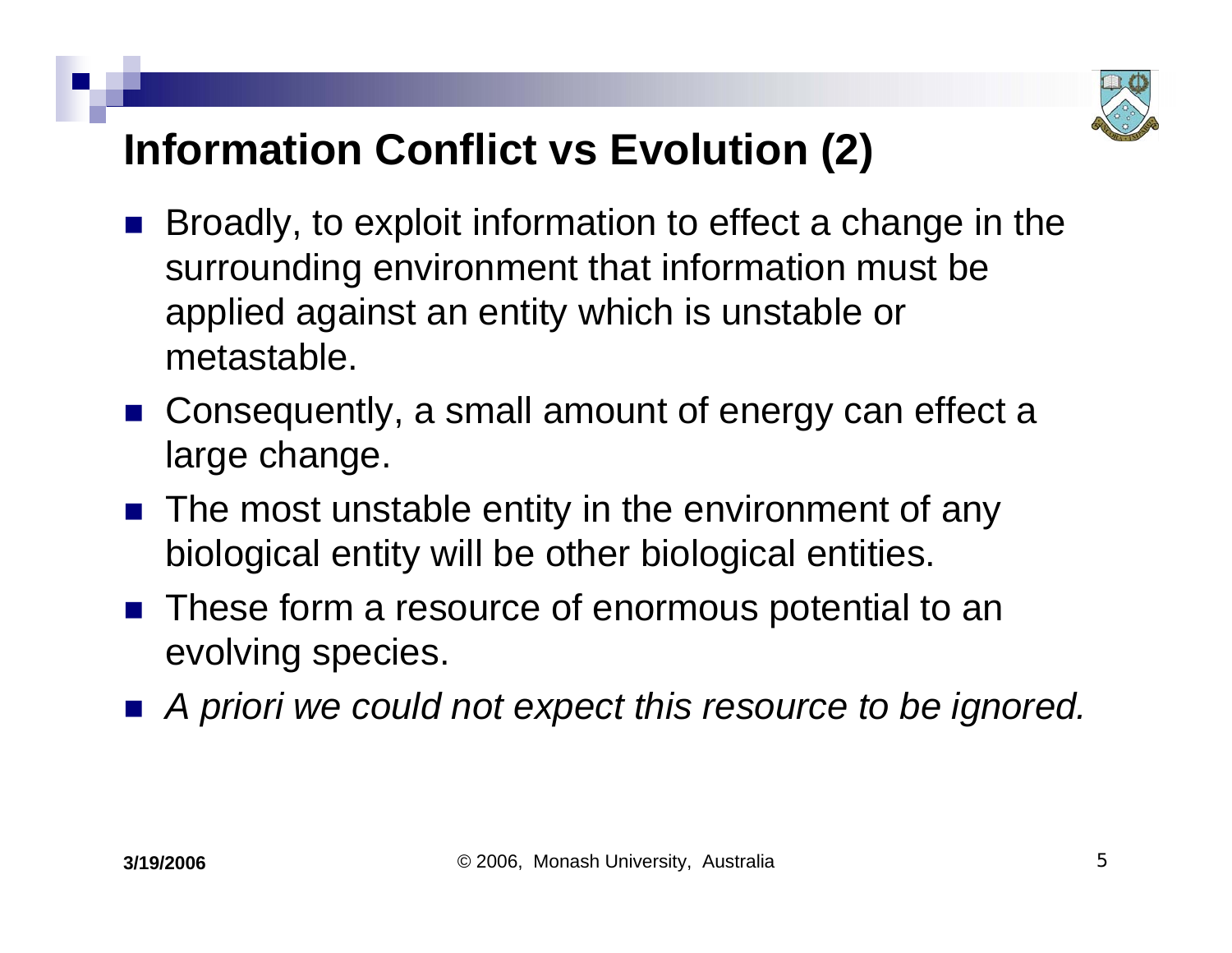# Information Conflict vs Evolution (2)

- Broadly, to exploit information to effect a change in the surrounding environment that information must be applied against an entity which is unstable or metastable.
- Consequently, a small amount of energy can effect a large change.
- The most unstable entity in the environment of any biological entity will be other biological entities.
- These form a resource of enormous potential to an evolving species.
- *A priori we could not expect this resource to be ignored.*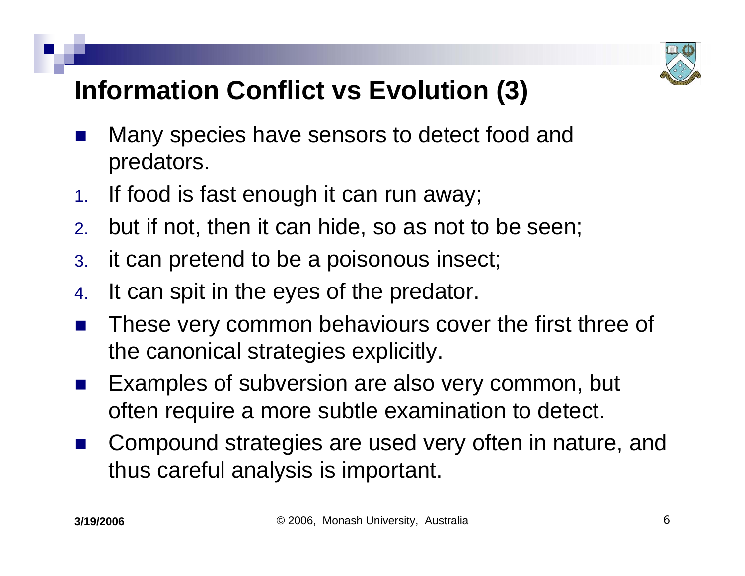## Information Conflict vs Evolution (3)

- Many species have sensors to detect food and predators.

1. If food is fast enough it can run away;
2. but if not, then it can hide, so as not to be seen;
3. it can pretend to be a poisonous insect;
4. It can spit in the eyes of the predator.

- These very common behaviours cover the first three of the canonical strategies explicitly.
- Examples of subversion are also very common, but often require a more subtle examination to detect.
- Compound strategies are used very often in nature, and thus careful analysis is important.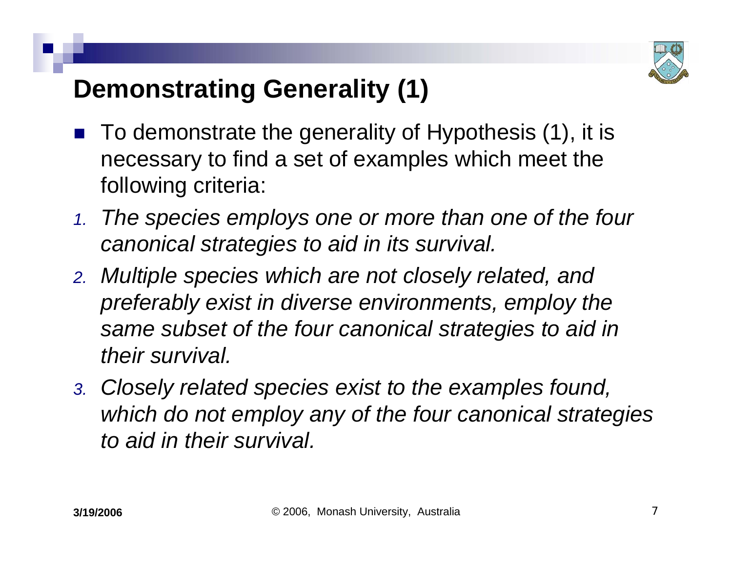# Demonstrating Generality (1)

- To demonstrate the generality of Hypothesis (1), it is necessary to find a set of examples which meet the following criteria:

1. *The species employs one or more than one of the four canonical strategies to aid in its survival.*
2. *Multiple species which are not closely related, and preferably exist in diverse environments, employ the same subset of the four canonical strategies to aid in their survival.*
3. *Closely related species exist to the examples found, which do not employ any of the four canonical strategies to aid in their survival.*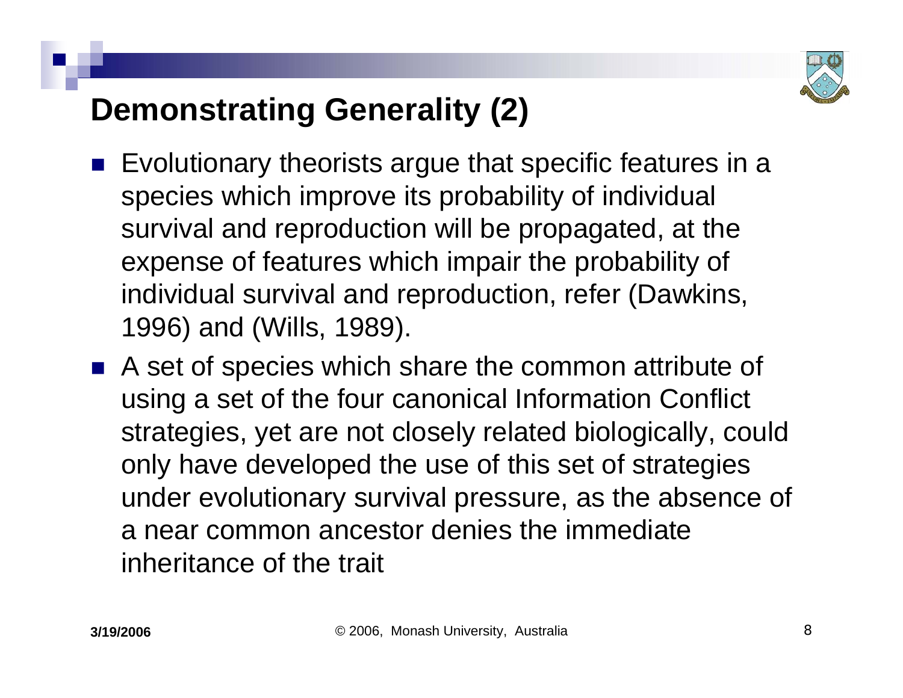## Demonstrating Generality (2)

- Evolutionary theorists argue that specific features in a species which improve its probability of individual survival and reproduction will be propagated, at the expense of features which impair the probability of individual survival and reproduction, refer (Dawkins, 1996) and (Wills, 1989).
- A set of species which share the common attribute of using a set of the four canonical Information Conflict strategies, yet are not closely related biologically, could only have developed the use of this set of strategies under evolutionary survival pressure, as the absence of a near common ancestor denies the immediate inheritance of the trait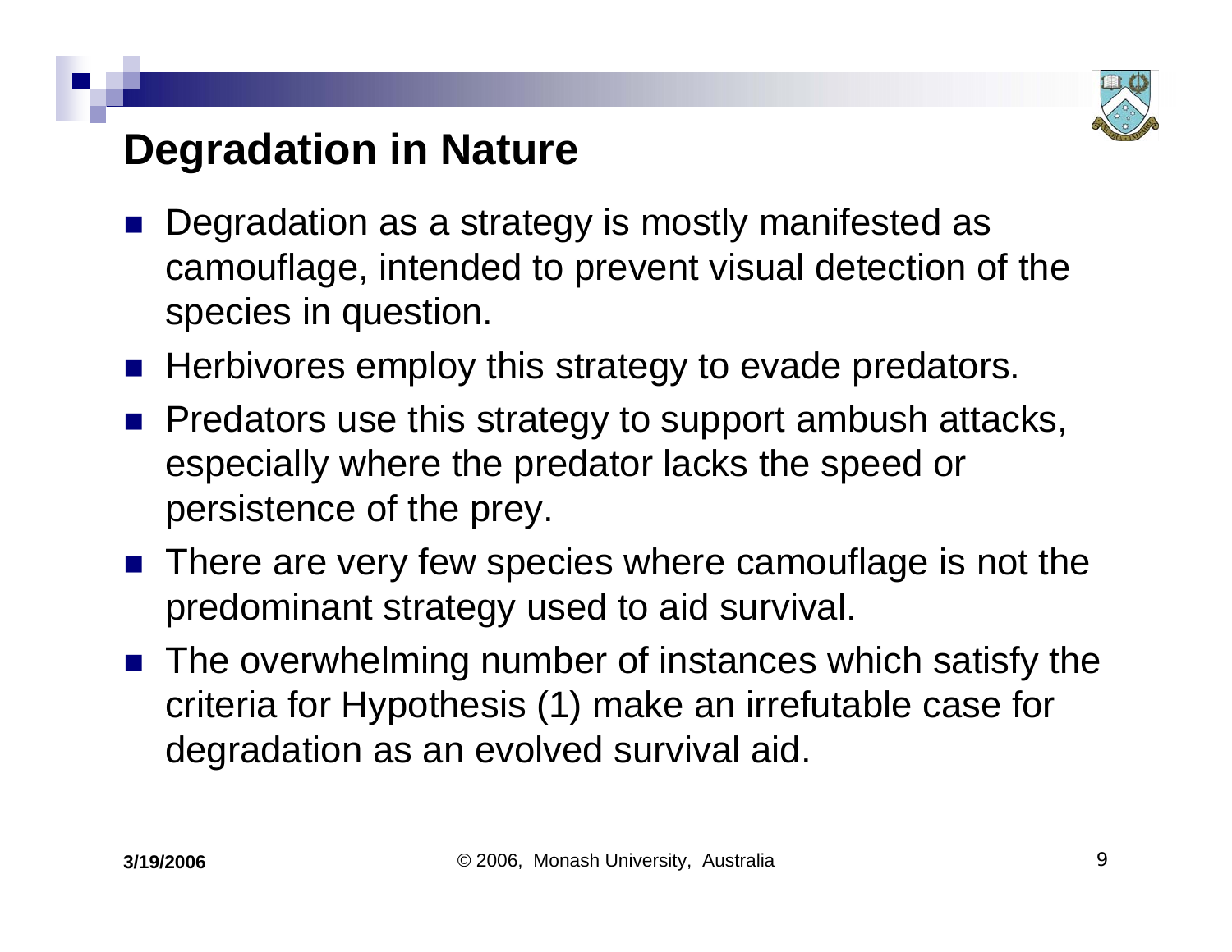## Degradation in Nature

- Degradation as a strategy is mostly manifested as camouflage, intended to prevent visual detection of the species in question.
- Herbivores employ this strategy to evade predators.
- Predators use this strategy to support ambush attacks, especially where the predator lacks the speed or persistence of the prey.
- There are very few species where camouflage is not the predominant strategy used to aid survival.
- The overwhelming number of instances which satisfy the criteria for Hypothesis (1) make an irrefutable case for degradation as an evolved survival aid.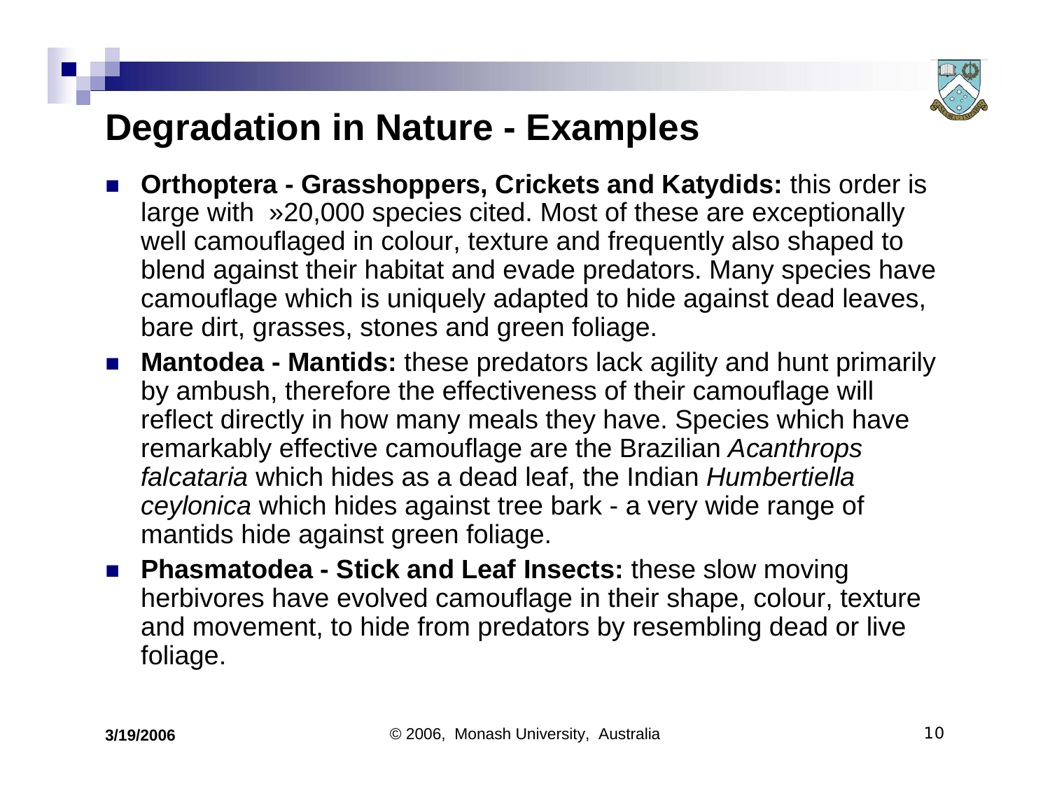# Degradation in Nature - Examples

- **Orthoptera - Grasshoppers, Crickets and Katydids:** this order is large with »20,000 species cited. Most of these are exceptionally well camouflaged in colour, texture and frequently also shaped to blend against their habitat and evade predators. Many species have camouflage which is uniquely adapted to hide against dead leaves, bare dirt, grasses, stones and green foliage.
- **Mantodea - Mantids:** these predators lack agility and hunt primarily by ambush, therefore the effectiveness of their camouflage will reflect directly in how many meals they have. Species which have remarkably effective camouflage are the Brazilian *Acanthrops falcataria* which hides as a dead leaf, the Indian *Humbertiella ceylonica* which hides against tree bark - a very wide range of mantids hide against green foliage.
- **Phasmatodea - Stick and Leaf Insects:** these slow moving herbivores have evolved camouflage in their shape, colour, texture and movement, to hide from predators by resembling dead or live foliage.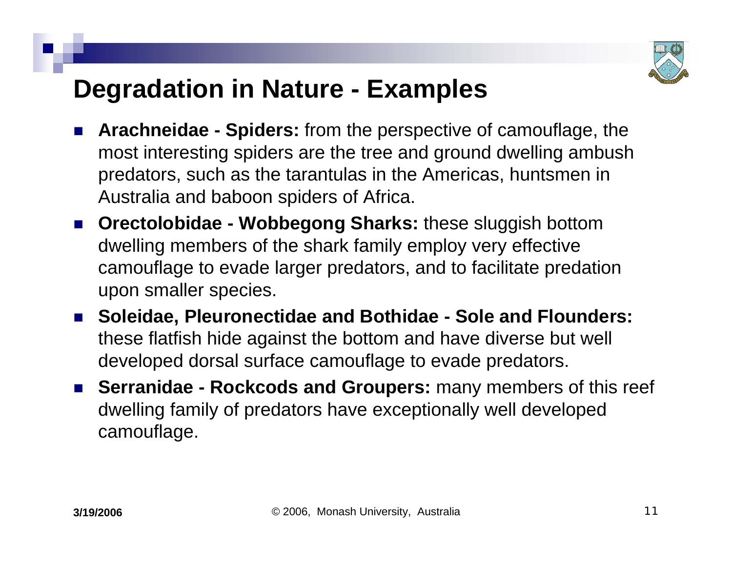# Degradation in Nature - Examples

- **Arachneidae - Spiders:** from the perspective of camouflage, the most interesting spiders are the tree and ground dwelling ambush predators, such as the tarantulas in the Americas, huntsmen in Australia and baboon spiders of Africa.
- **Orectolobidae - Wobbegong Sharks:** these sluggish bottom dwelling members of the shark family employ very effective camouflage to evade larger predators, and to facilitate predation upon smaller species.
- **Soleidae, Pleuronectidae and Bothidae - Sole and Flounders:** these flatfish hide against the bottom and have diverse but well developed dorsal surface camouflage to evade predators.
- **Serranidae - Rockcods and Groupers:** many members of this reef dwelling family of predators have exceptionally well developed camouflage.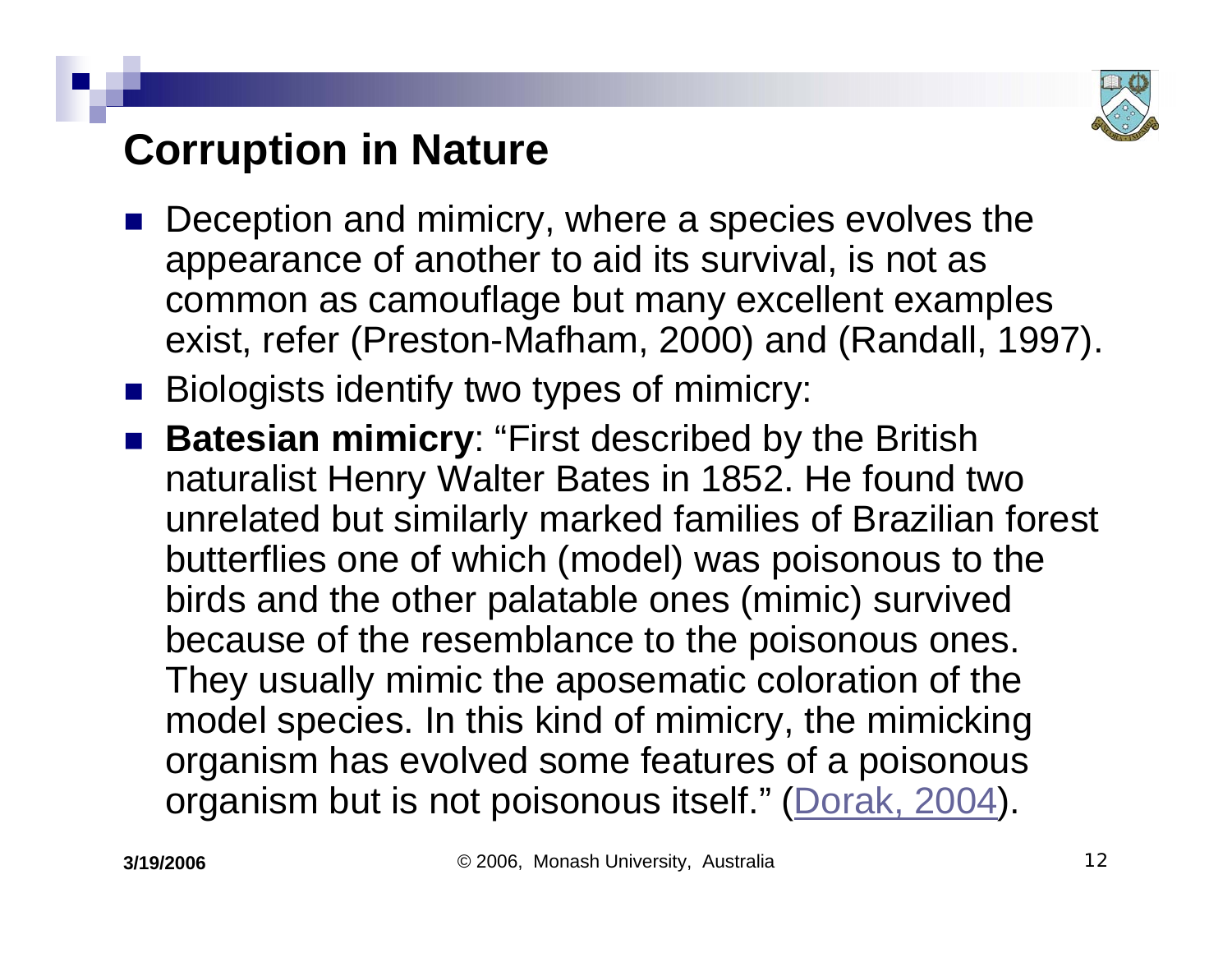## Corruption in Nature

- Deception and mimicry, where a species evolves the appearance of another to aid its survival, is not as common as camouflage but many excellent examples exist, refer (Preston-Mafham, 2000) and (Randall, 1997).
- Biologists identify two types of mimicry:
- **Batesian mimicry**: "First described by the British naturalist Henry Walter Bates in 1852. He found two unrelated but similarly marked families of Brazilian forest butterflies one of which (model) was poisonous to the birds and the other palatable ones (mimic) survived because of the resemblance to the poisonous ones. They usually mimic the aposematic coloration of the model species. In this kind of mimicry, the mimicking organism has evolved some features of a poisonous organism but is not poisonous itself." (Dorak, 2004).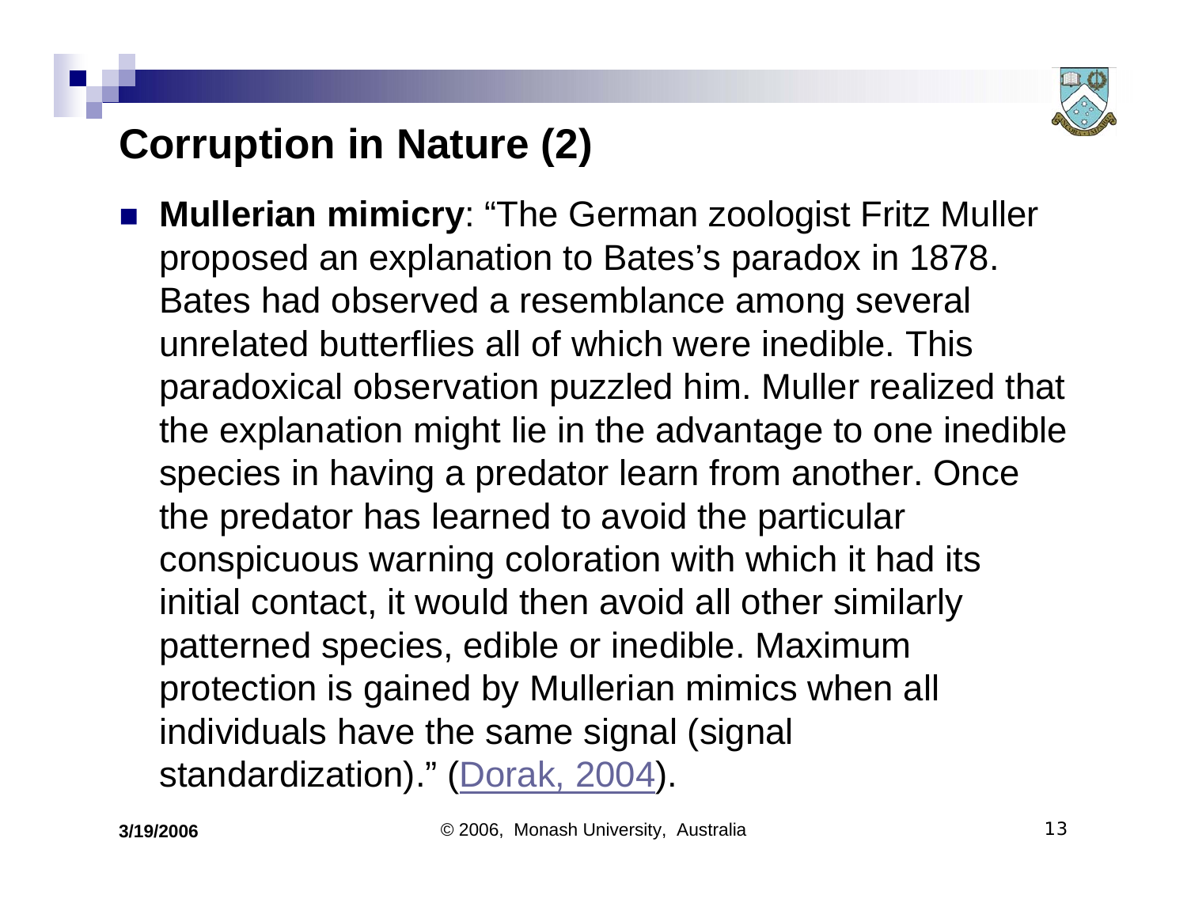# Corruption in Nature (2)

- **Mullerian mimicry**: "The German zoologist Fritz Muller proposed an explanation to Bates's paradox in 1878. Bates had observed a resemblance among several unrelated butterflies all of which were inedible. This paradoxical observation puzzled him. Muller realized that the explanation might lie in the advantage to one inedible species in having a predator learn from another. Once the predator has learned to avoid the particular conspicuous warning coloration with which it had its initial contact, it would then avoid all other similarly patterned species, edible or inedible. Maximum protection is gained by Mullerian mimics when all individuals have the same signal (signal standardization)." (Dorak, 2004).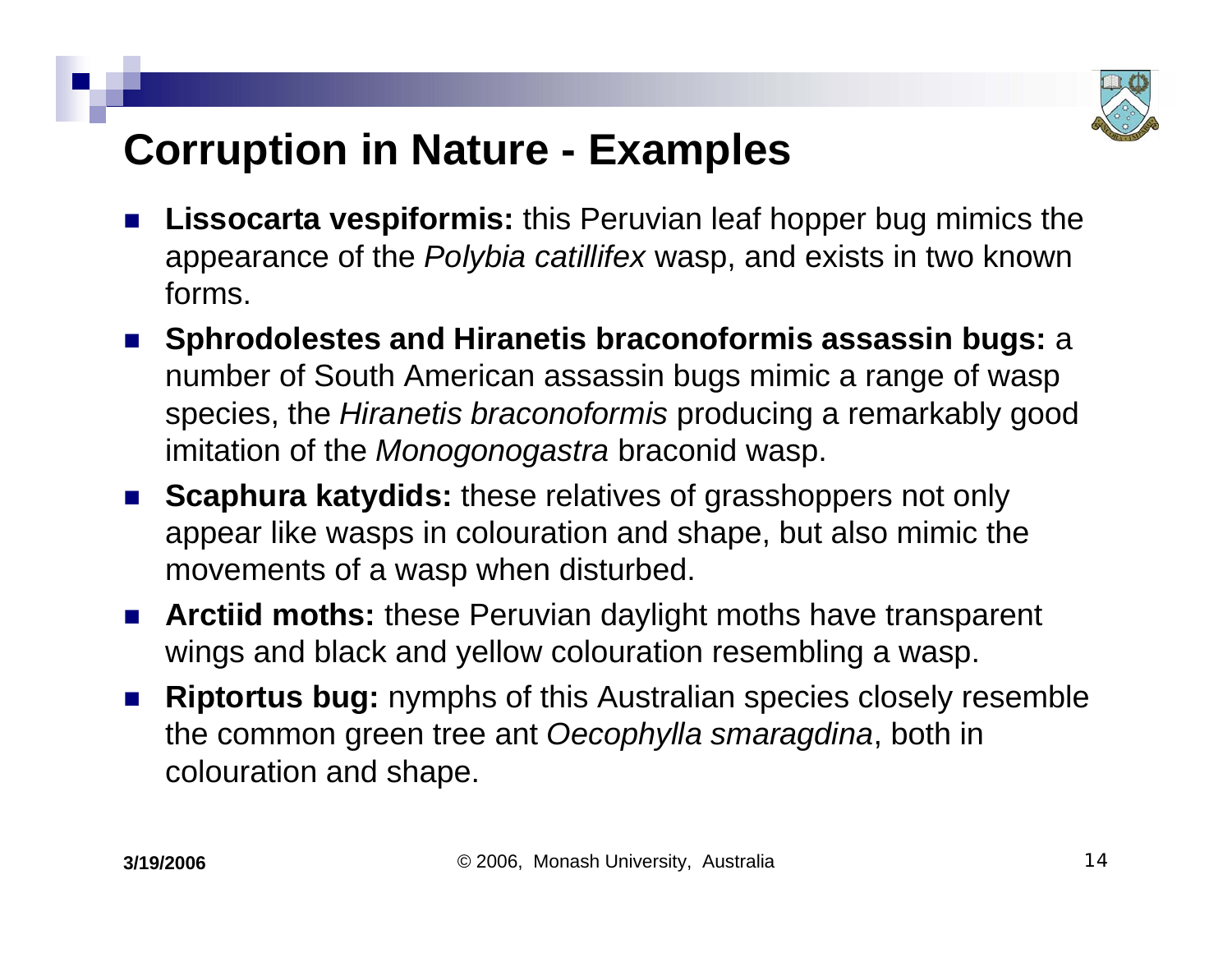# Corruption in Nature - Examples

- **Lissocarta vespiformis:** this Peruvian leaf hopper bug mimics the appearance of the *Polybia catillifex* wasp, and exists in two known forms.
- **Sphrodolestes and Hiranetis braconoformis assassin bugs:** a number of South American assassin bugs mimic a range of wasp species, the *Hiranetis braconoformis* producing a remarkably good imitation of the *Monogonogastra* braconid wasp.
- **Scaphura katydids:** these relatives of grasshoppers not only appear like wasps in colouration and shape, but also mimic the movements of a wasp when disturbed.
- **Arctiid moths:** these Peruvian daylight moths have transparent wings and black and yellow colouration resembling a wasp.
- **Riptortus bug:** nymphs of this Australian species closely resemble the common green tree ant *Oecophylla smaragdina*, both in colouration and shape.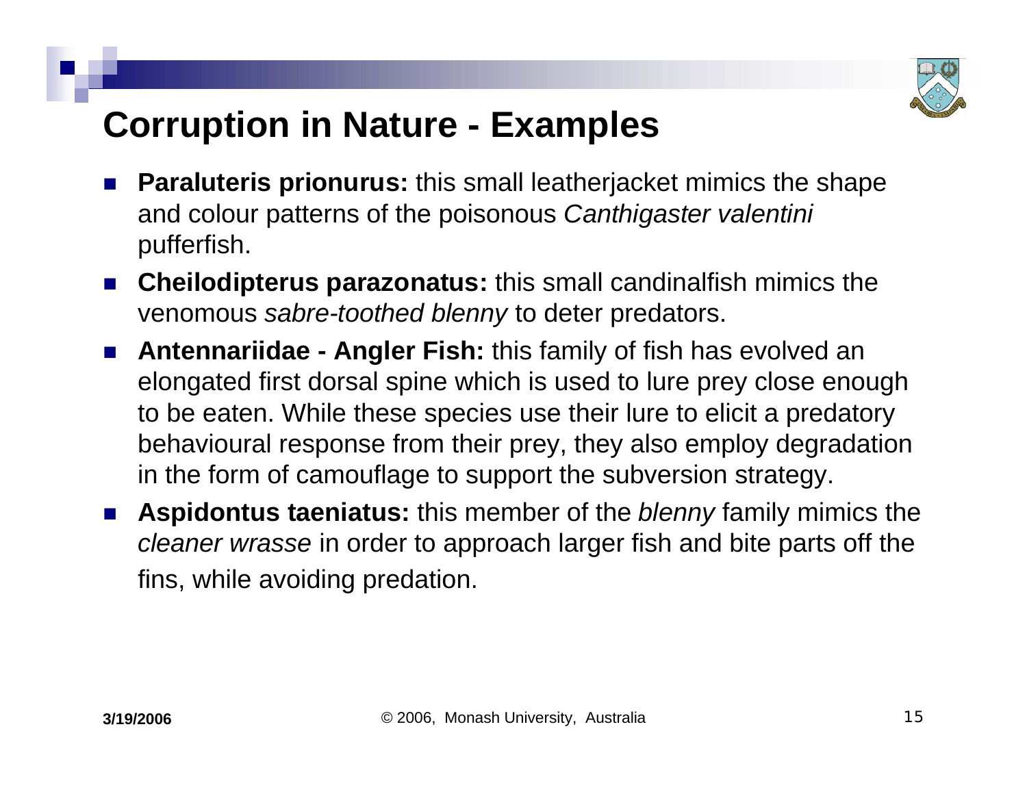# Corruption in Nature - Examples

- **Paraluteris prionurus:** this small leatherjacket mimics the shape and colour patterns of the poisonous *Canthigaster valentini* pufferfish.
- **Cheilodipterus parazonatus:** this small candinalfish mimics the venomous *sabre-toothed blenny* to deter predators.
- **Antennariidae - Angler Fish:** this family of fish has evolved an elongated first dorsal spine which is used to lure prey close enough to be eaten. While these species use their lure to elicit a predatory behavioural response from their prey, they also employ degradation in the form of camouflage to support the subversion strategy.
- **Aspidontus taeniatus:** this member of the *blenny* family mimics the *cleaner wrasse* in order to approach larger fish and bite parts off the fins, while avoiding predation.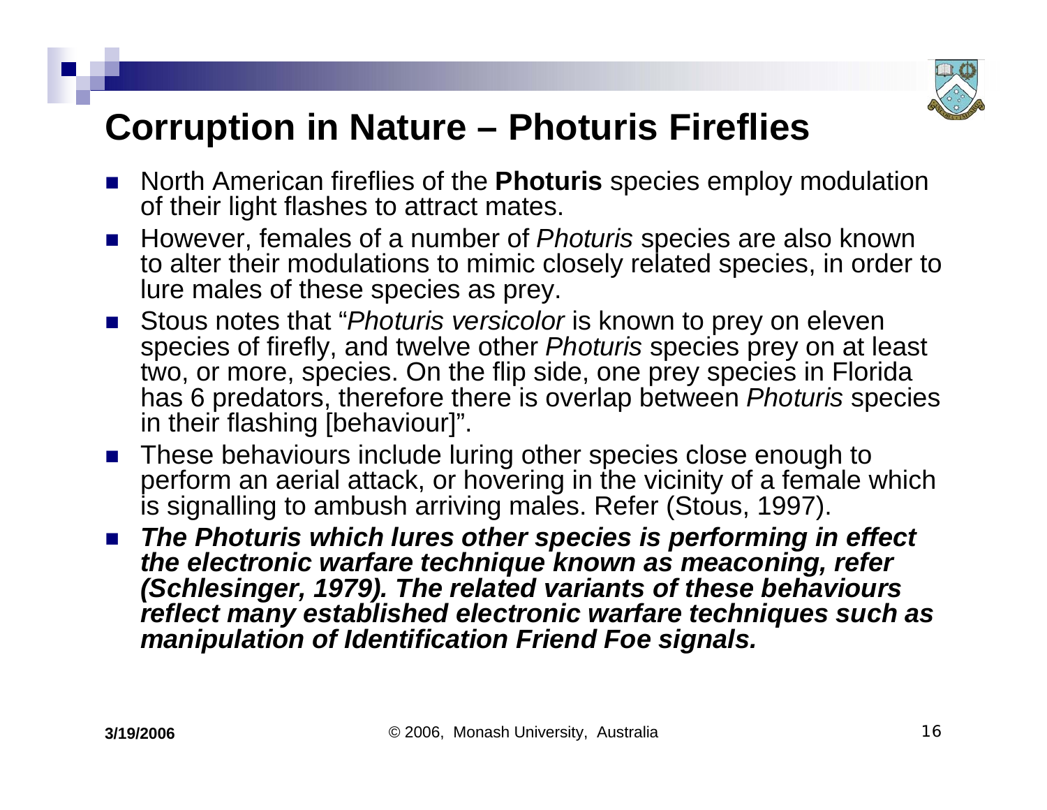# Corruption in Nature – Photuris Fireflies

- North American fireflies of the **Photuris** species employ modulation of their light flashes to attract mates.
- However, females of a number of *Photuris* species are also known to alter their modulations to mimic closely related species, in order to lure males of these species as prey.
- Stous notes that "*Photuris versicolor* is known to prey on eleven species of firefly, and twelve other *Photuris* species prey on at least two, or more, species. On the flip side, one prey species in Florida has 6 predators, therefore there is overlap between *Photuris* species in their flashing [behaviour]".
- These behaviours include luring other species close enough to perform an aerial attack, or hovering in the vicinity of a female which is signalling to ambush arriving males. Refer (Stous, 1997).
- ***The Photuris which lures other species is performing in effect the electronic warfare technique known as meaconing, refer (Schlesinger, 1979). The related variants of these behaviours reflect many established electronic warfare techniques such as manipulation of Identification Friend Foe signals.***

3/19/2006 © 2006, Monash University, Australia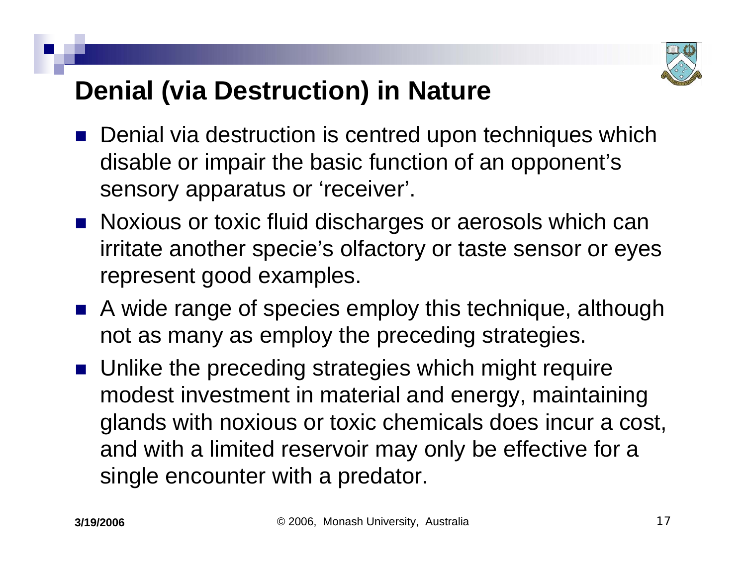# Denial (via Destruction) in Nature

- Denial via destruction is centred upon techniques which disable or impair the basic function of an opponent's sensory apparatus or 'receiver'.
- Noxious or toxic fluid discharges or aerosols which can irritate another specie's olfactory or taste sensor or eyes represent good examples.
- A wide range of species employ this technique, although not as many as employ the preceding strategies.
- Unlike the preceding strategies which might require modest investment in material and energy, maintaining glands with noxious or toxic chemicals does incur a cost, and with a limited reservoir may only be effective for a single encounter with a predator.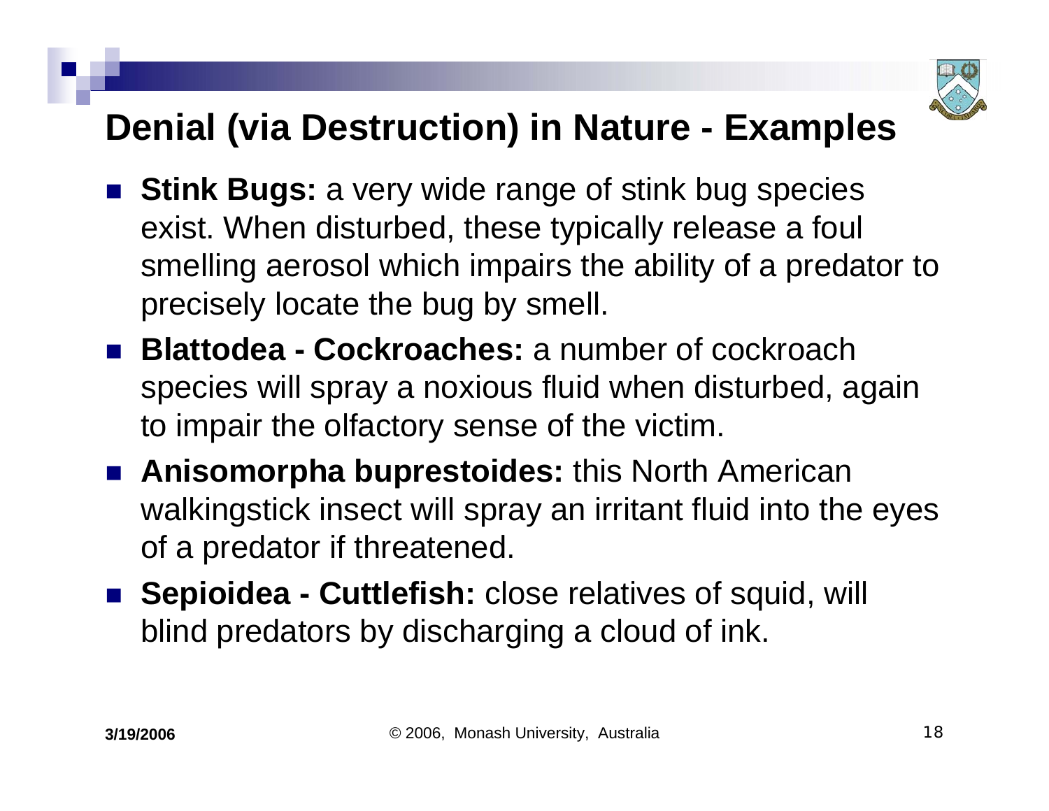# Denial (via Destruction) in Nature - Examples

- **Stink Bugs:** a very wide range of stink bug species exist. When disturbed, these typically release a foul smelling aerosol which impairs the ability of a predator to precisely locate the bug by smell.
- **Blattodea - Cockroaches:** a number of cockroach species will spray a noxious fluid when disturbed, again to impair the olfactory sense of the victim.
- **Anisomorpha buprestoides:** this North American walkingstick insect will spray an irritant fluid into the eyes of a predator if threatened.
- **Sepioidea - Cuttlefish:** close relatives of squid, will blind predators by discharging a cloud of ink.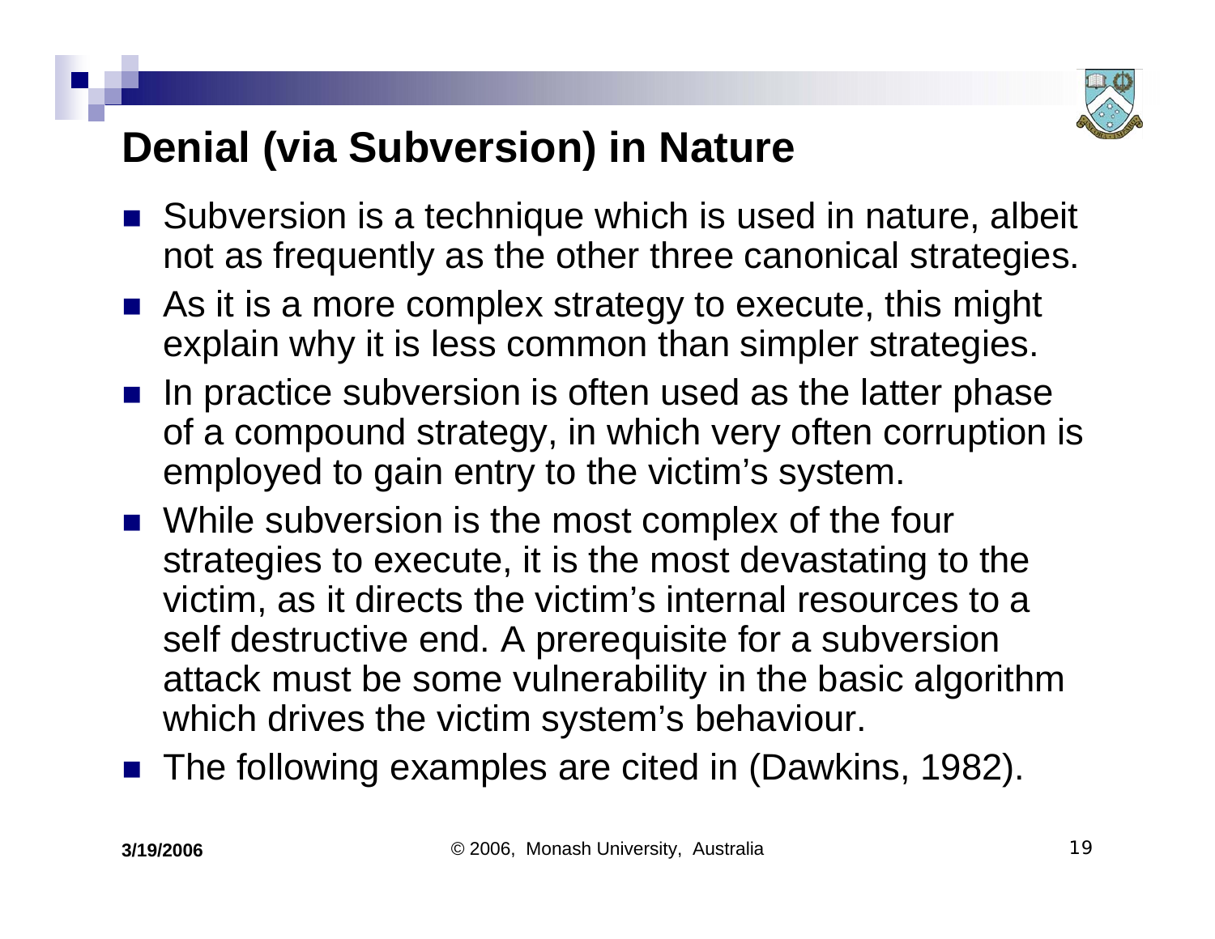# Denial (via Subversion) in Nature

- Subversion is a technique which is used in nature, albeit not as frequently as the other three canonical strategies.
- As it is a more complex strategy to execute, this might explain why it is less common than simpler strategies.
- In practice subversion is often used as the latter phase of a compound strategy, in which very often corruption is employed to gain entry to the victim's system.
- While subversion is the most complex of the four strategies to execute, it is the most devastating to the victim, as it directs the victim's internal resources to a self destructive end. A prerequisite for a subversion attack must be some vulnerability in the basic algorithm which drives the victim system's behaviour.
- The following examples are cited in (Dawkins, 1982).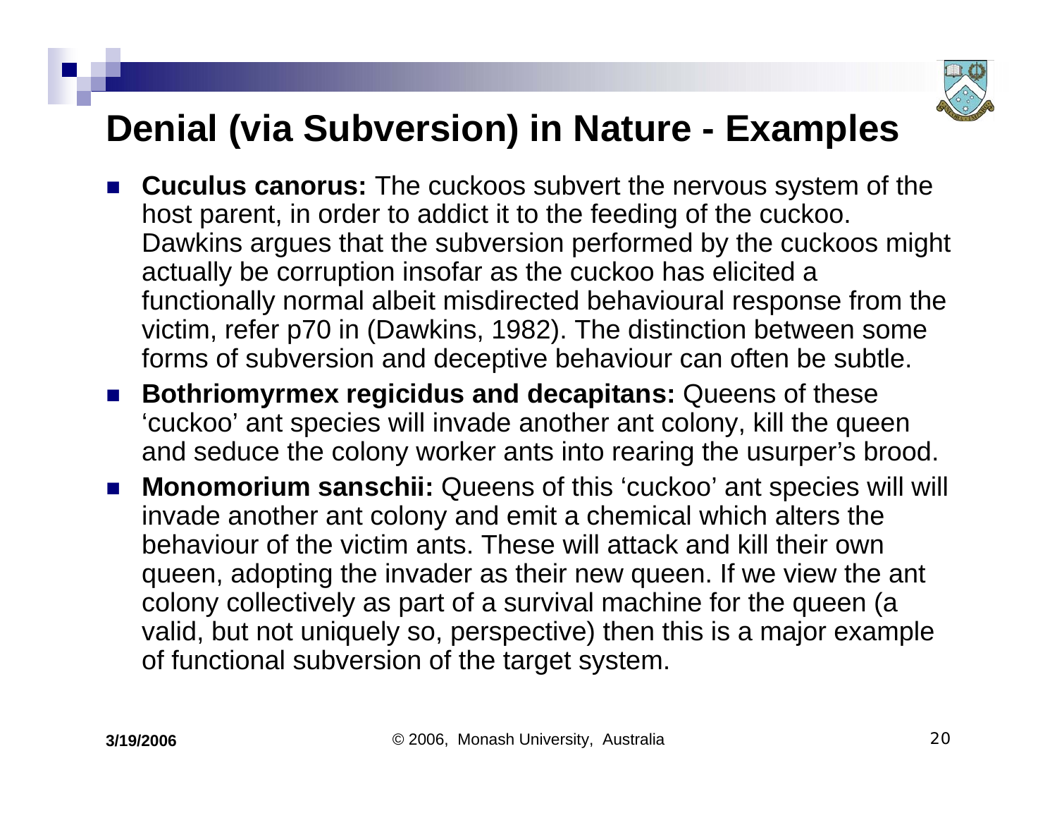# Denial (via Subversion) in Nature - Examples

- **Cuculus canorus:** The cuckoos subvert the nervous system of the host parent, in order to addict it to the feeding of the cuckoo. Dawkins argues that the subversion performed by the cuckoos might actually be corruption insofar as the cuckoo has elicited a functionally normal albeit misdirected behavioural response from the victim, refer p70 in (Dawkins, 1982). The distinction between some forms of subversion and deceptive behaviour can often be subtle.
- **Bothriomyrmex regicidus and decapitans:** Queens of these 'cuckoo' ant species will invade another ant colony, kill the queen and seduce the colony worker ants into rearing the usurper's brood.
- **Monomorium sanschii:** Queens of this 'cuckoo' ant species will will invade another ant colony and emit a chemical which alters the behaviour of the victim ants. These will attack and kill their own queen, adopting the invader as their new queen. If we view the ant colony collectively as part of a survival machine for the queen (a valid, but not uniquely so, perspective) then this is a major example of functional subversion of the target system.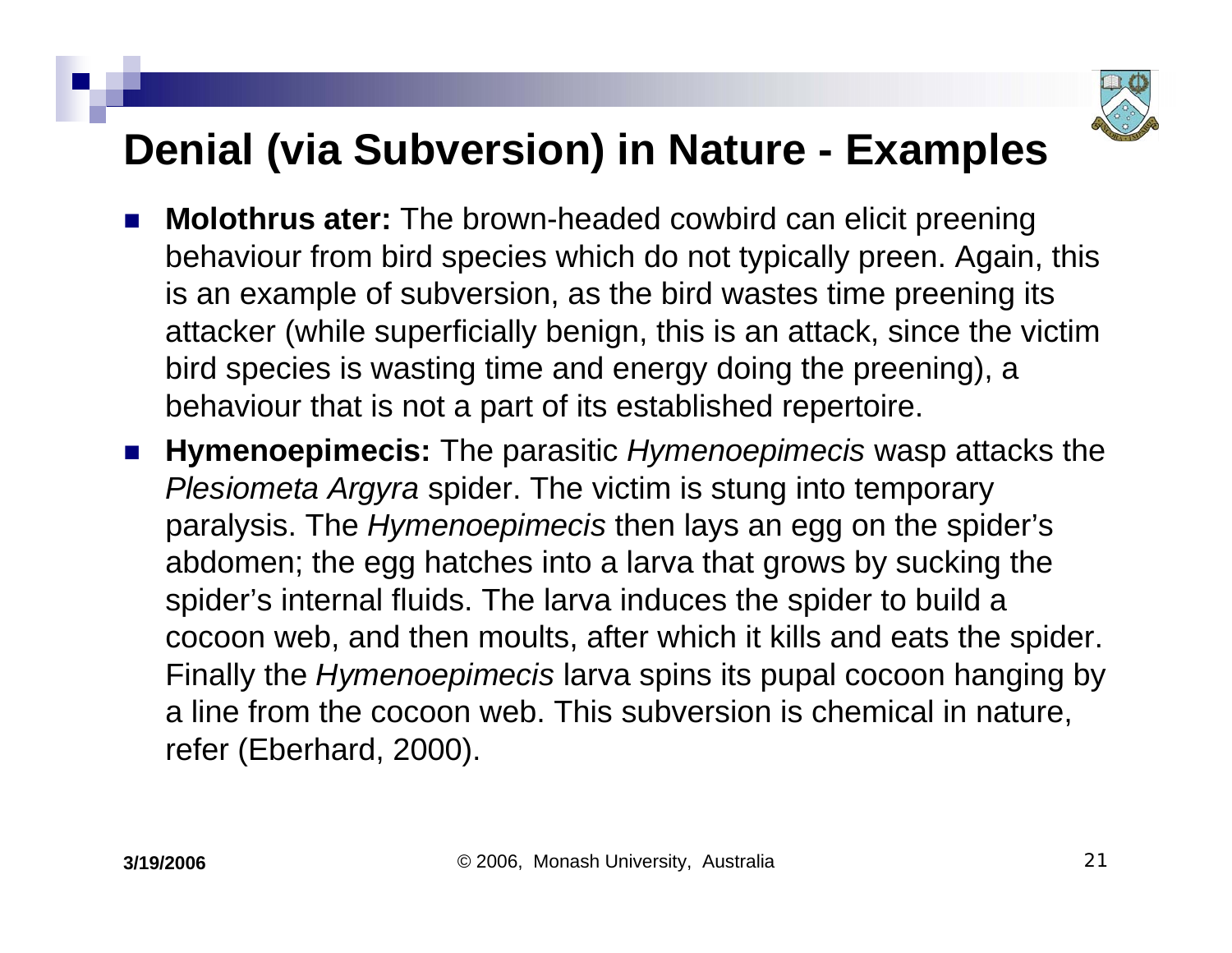# Denial (via Subversion) in Nature - Examples

- **Molothrus ater:** The brown-headed cowbird can elicit preening behaviour from bird species which do not typically preen. Again, this is an example of subversion, as the bird wastes time preening its attacker (while superficially benign, this is an attack, since the victim bird species is wasting time and energy doing the preening), a behaviour that is not a part of its established repertoire.
- **Hymenoepimecis:** The parasitic *Hymenoepimecis* wasp attacks the *Plesiometa Argyra* spider. The victim is stung into temporary paralysis. The *Hymenoepimecis* then lays an egg on the spider's abdomen; the egg hatches into a larva that grows by sucking the spider's internal fluids. The larva induces the spider to build a cocoon web, and then moults, after which it kills and eats the spider. Finally the *Hymenoepimecis* larva spins its pupal cocoon hanging by a line from the cocoon web. This subversion is chemical in nature, refer (Eberhard, 2000).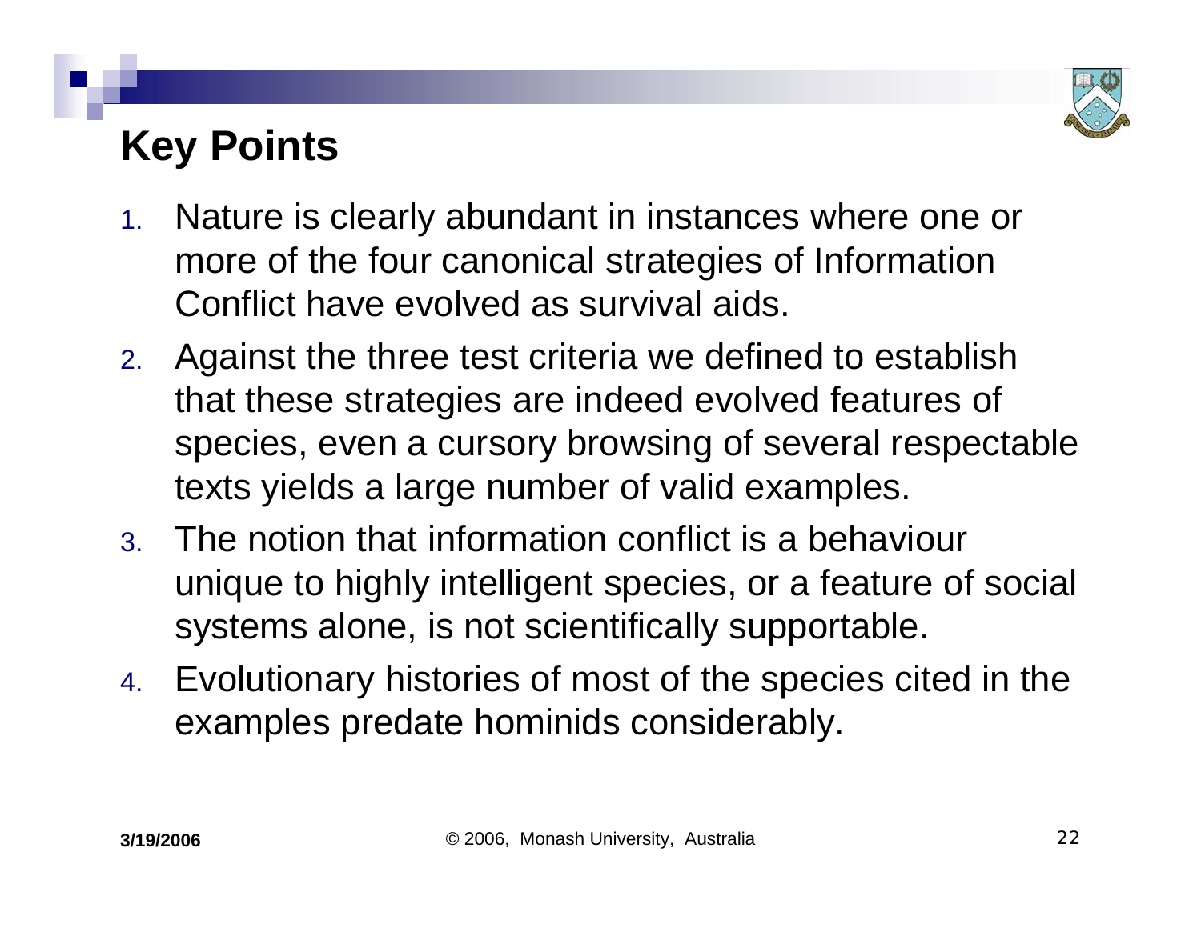# Key Points

1. Nature is clearly abundant in instances where one or more of the four canonical strategies of Information Conflict have evolved as survival aids.
2. Against the three test criteria we defined to establish that these strategies are indeed evolved features of species, even a cursory browsing of several respectable texts yields a large number of valid examples.
3. The notion that information conflict is a behaviour unique to highly intelligent species, or a feature of social systems alone, is not scientifically supportable.
4. Evolutionary histories of most of the species cited in the examples predate hominids considerably.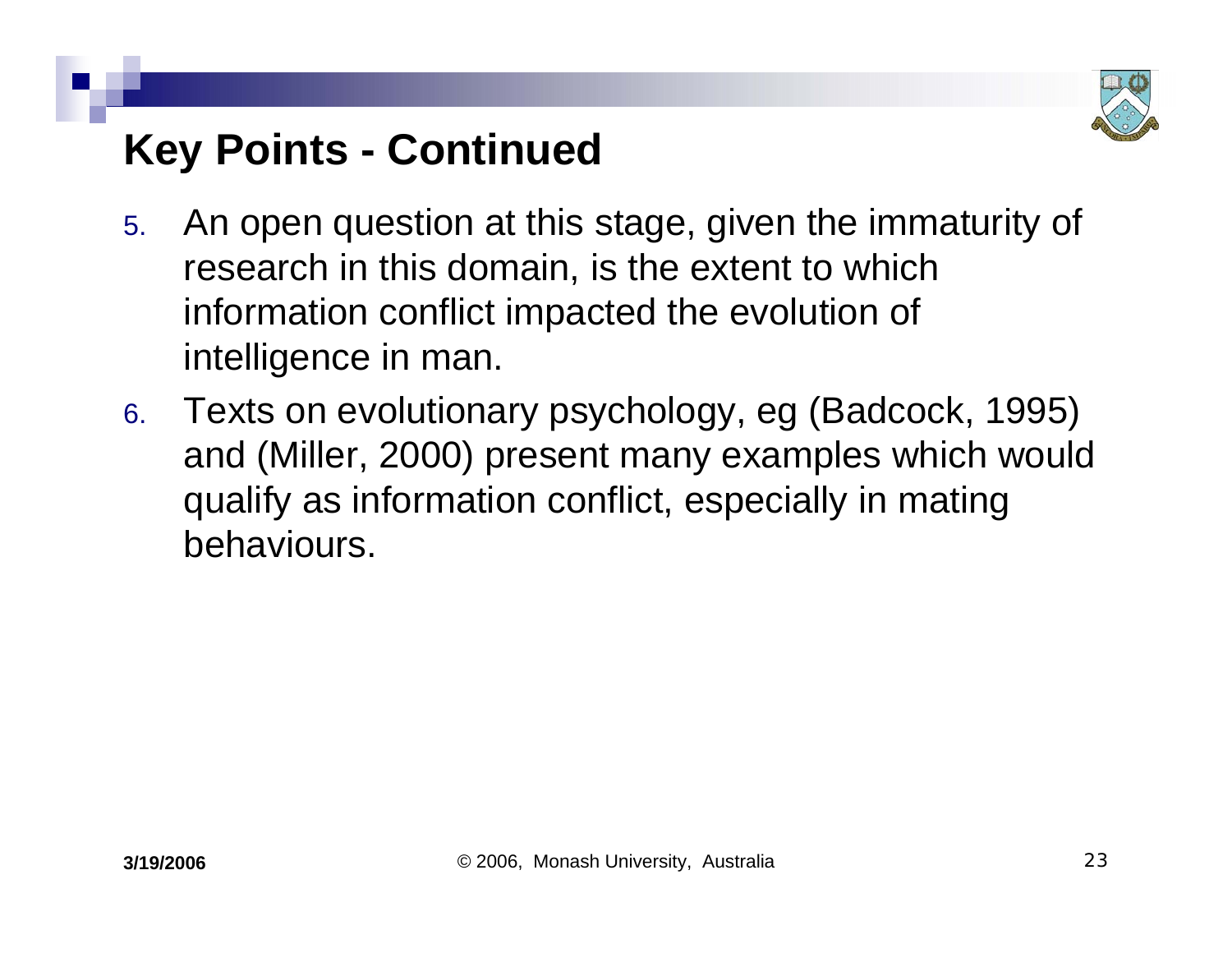## Key Points - Continued

5. An open question at this stage, given the immaturity of research in this domain, is the extent to which information conflict impacted the evolution of intelligence in man.
6. Texts on evolutionary psychology, eg (Badcock, 1995) and (Miller, 2000) present many examples which would qualify as information conflict, especially in mating behaviours.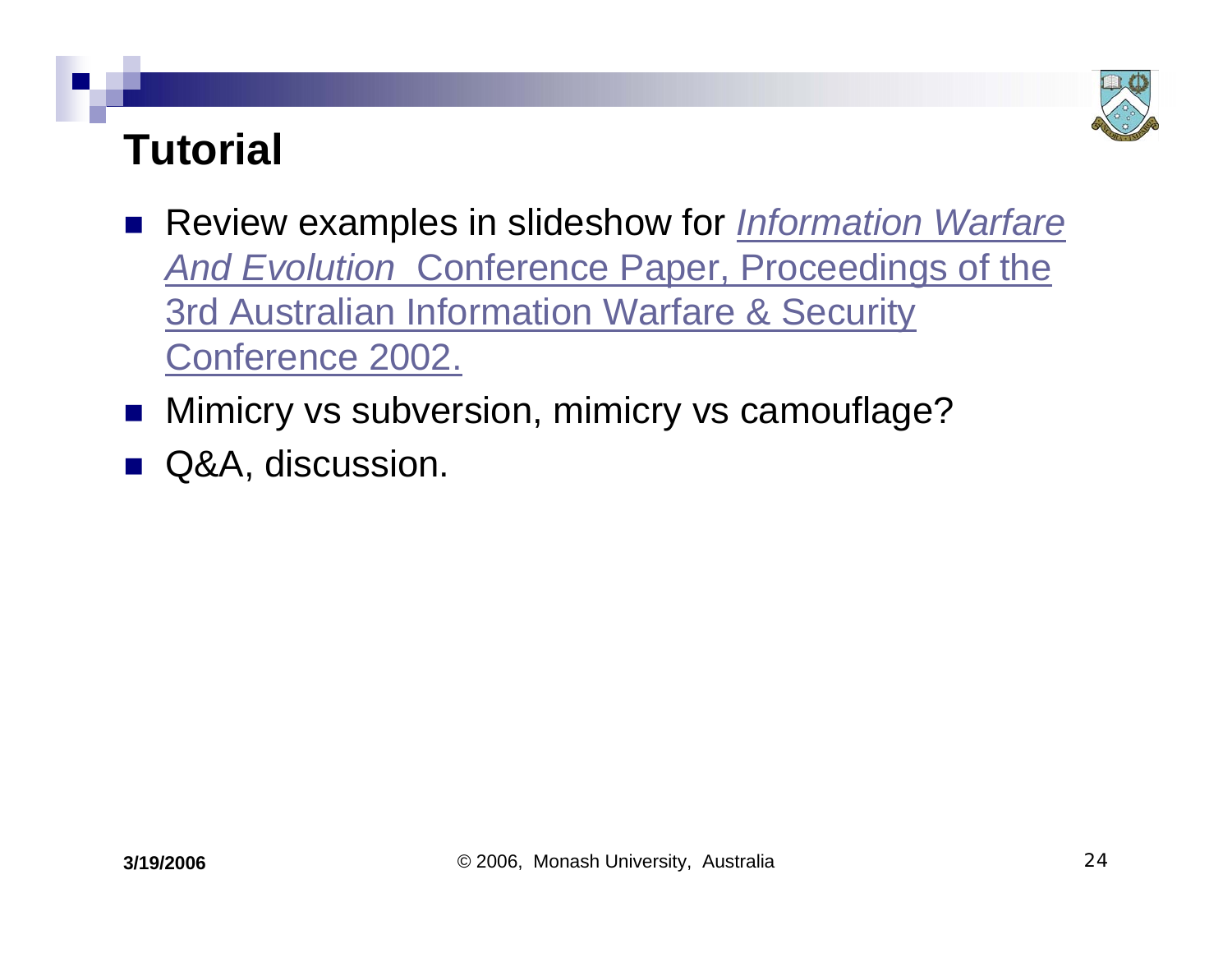# Tutorial

- Review examples in slideshow for *Information Warfare And Evolution* Conference Paper, Proceedings of the 3rd Australian Information Warfare & Security Conference 2002.
- Mimicry vs subversion, mimicry vs camouflage?
- Q&A, discussion.